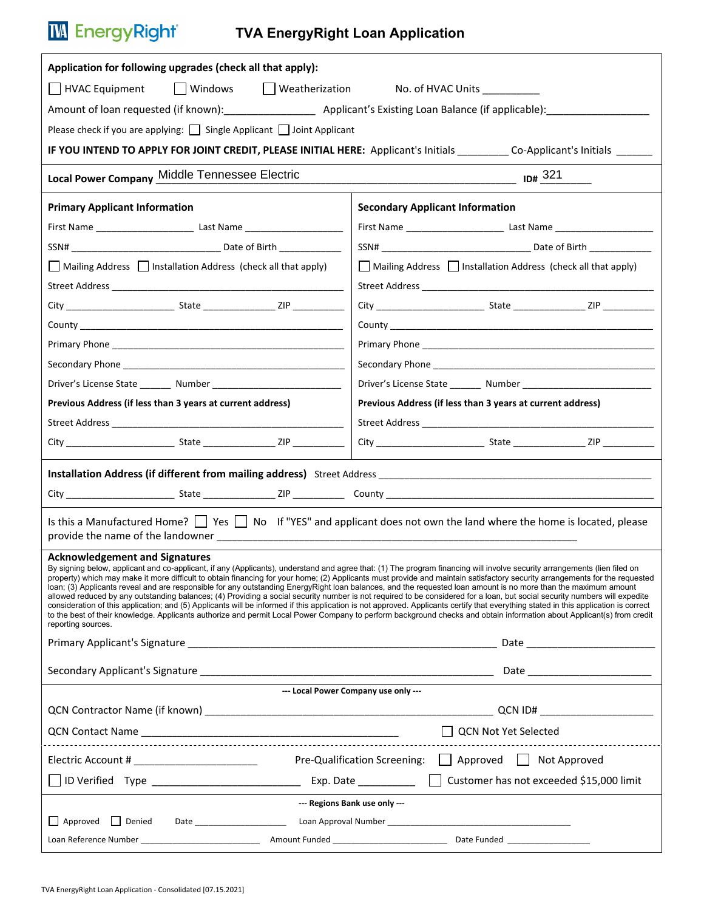# TVA EnergyRight Loan Application

**Application for following upgrades (check all that apply):**

☐ HVAC Equipment ☐ Windows ☐ Weatherization No. of HVAC Units __________

Amount of loan requested (if known):________________ Applicant's Existing Loan Balance (if applicable):__________________

Please check if you are applying: ☐ Single Applicant ☐ Joint Applicant

**IF YOU INTEND TO APPLY FOR JOINT CREDIT, PLEASE INITIAL HERE:** Applicant's Initials _________ Co-Applicant's Initials ______

**Local Power Company** Middle Tennessee Electric **ID#** 321

**Primary Applicant Information**

First Name ___________________ Last Name ___________________

SSN# _____________________________ Date of Birth ____________

☐ Mailing Address ☐ Installation Address (check all that apply)

Street Address ______________________________________________

City _____________________ State ______________ ZIP __________

County ______________________________________________________

Primary Phone _______________________________________________

Secondary Phone _____________________________________________

Driver's License State ______ Number __________________________

**Previous Address (if less than 3 years at current address)**

Street Address ______________________________________________

City _____________________ State ______________ ZIP __________

**Secondary Applicant Information**

First Name ___________________ Last Name ___________________

SSN# _____________________________ Date of Birth ____________

☐ Mailing Address ☐ Installation Address (check all that apply)

Street Address ______________________________________________

City _____________________ State ______________ ZIP __________

County ______________________________________________________

Primary Phone _______________________________________________

Secondary Phone _____________________________________________

Driver's License State ______ Number __________________________

**Previous Address (if less than 3 years at current address)**

Street Address ______________________________________________

City _____________________ State ______________ ZIP __________

**Installation Address (if different from mailing address)** Street Address ______________________________________________

City _____________________ State ______________ ZIP __________ County ______________________________________________

Is this a Manufactured Home? ☐ Yes ☐ No If "YES" and applicant does not own the land where the home is located, please provide the name of the landowner ______________________________________________

**Acknowledgement and Signatures**

By signing below, applicant and co-applicant, if any (Applicants), understand and agree that: (1) The program financing will involve security arrangements (lien filed on property) which may make it more difficult to obtain financing for your home; (2) Applicants must provide and maintain satisfactory security arrangements for the requested loan; (3) Applicants reveal and are responsible for any outstanding EnergyRight loan balances, and the requested loan amount is no more than the maximum amount allowed reduced by any outstanding balances; (4) Providing a social security number is not required to be considered for a loan, but social security numbers will expedite consideration of this application; and (5) Applicants will be informed if this application is not approved. Applicants certify that everything stated in this application is correct to the best of their knowledge. Applicants authorize and permit Local Power Company to perform background checks and obtain information about Applicant(s) from credit reporting sources.

Primary Applicant's Signature ______________________________________________ Date ______________________

Secondary Applicant's Signature ____________________________________________ Date ______________________

**--- Local Power Company use only ---**

QCN Contractor Name (if known) ______________________________________________ QCN ID# ____________________

QCN Contact Name ______________________________________________ ☐ QCN Not Yet Selected

Electric Account # ______________________ Pre-Qualification Screening: ☐ Approved ☐ Not Approved

☐ ID Verified Type __________________________ Exp. Date __________ ☐ Customer has not exceeded $15,000 limit

**--- Regions Bank use only ---**

☐ Approved ☐ Denied Date __________________ Loan Approval Number ______________________________________

Loan Reference Number ________________________ Amount Funded ______________________ Date Funded _________________

TVA EnergyRight Loan Application - Consolidated [07.15.2021]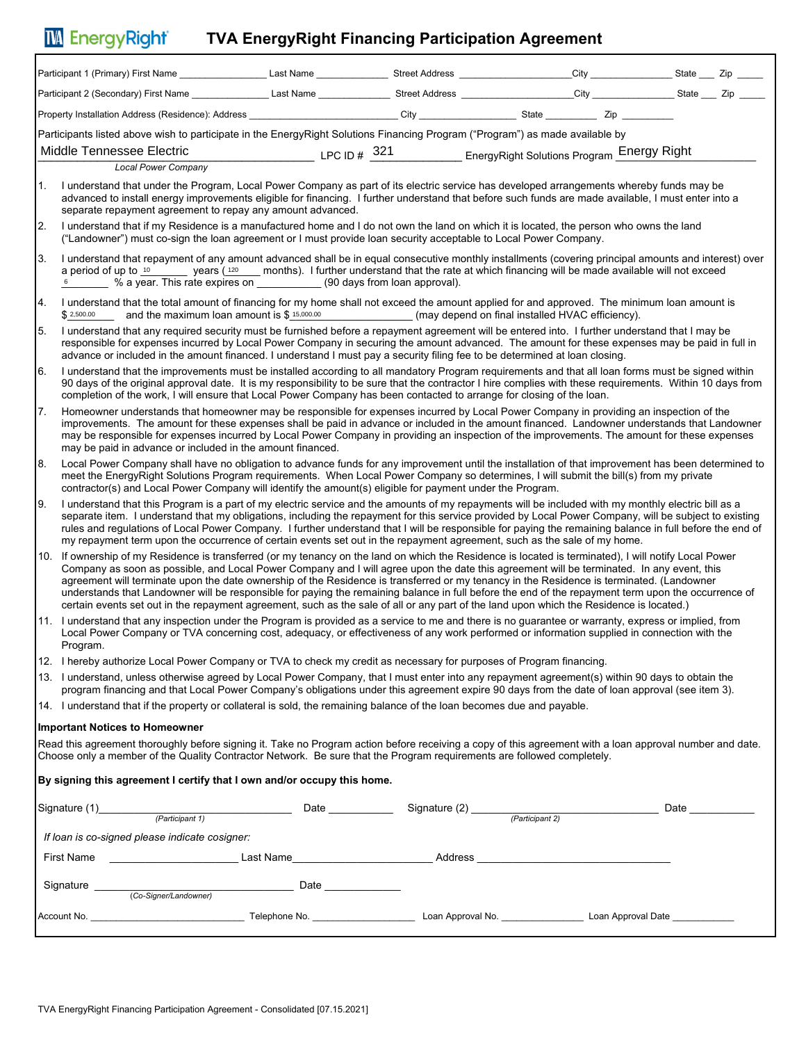# TVA EnergyRight Financing Participation Agreement

EnergyRight

Participant 1 (Primary) First Name ________________ Last Name ______________ Street Address ______________________City ________________ State ___ Zip _____

Participant 2 (Secondary) First Name _______________ Last Name ______________ Street Address ______________________City ________________ State ___ Zip _____

Property Installation Address (Residence): Address ___________________________ City __________________ State _________ Zip __________

Participants listed above wish to participate in the EnergyRight Solutions Financing Program ("Program") as made available by

Middle Tennessee Electric ____________ LPC ID # 321 ____________ EnergyRight Solutions Program Energy Right

*Local Power Company*

1. I understand that under the Program, Local Power Company as part of its electric service has developed arrangements whereby funds may be advanced to install energy improvements eligible for financing. I further understand that before such funds are made available, I must enter into a separate repayment agreement to repay any amount advanced.
2. I understand that if my Residence is a manufactured home and I do not own the land on which it is located, the person who owns the land ("Landowner") must co-sign the loan agreement or I must provide loan security acceptable to Local Power Company.
3. I understand that repayment of any amount advanced shall be in equal consecutive monthly installments (covering principal amounts and interest) over a period of up to 10 years (120 months). I further understand that the rate at which financing will be made available will not exceed 6 % a year. This rate expires on ___________ (90 days from loan approval).
4. I understand that the total amount of financing for my home shall not exceed the amount applied for and approved. The minimum loan amount is $ 2,500.00 and the maximum loan amount is $ 15,000.00 (may depend on final installed HVAC efficiency).
5. I understand that any required security must be furnished before a repayment agreement will be entered into. I further understand that I may be responsible for expenses incurred by Local Power Company in securing the amount advanced. The amount for these expenses may be paid in full in advance or included in the amount financed. I understand I must pay a security filing fee to be determined at loan closing.
6. I understand that the improvements must be installed according to all mandatory Program requirements and that all loan forms must be signed within 90 days of the original approval date. It is my responsibility to be sure that the contractor I hire complies with these requirements. Within 10 days from completion of the work, I will ensure that Local Power Company has been contacted to arrange for closing of the loan.
7. Homeowner understands that homeowner may be responsible for expenses incurred by Local Power Company in providing an inspection of the improvements. The amount for these expenses shall be paid in advance or included in the amount financed. Landowner understands that Landowner may be responsible for expenses incurred by Local Power Company in providing an inspection of the improvements. The amount for these expenses may be paid in advance or included in the amount financed.
8. Local Power Company shall have no obligation to advance funds for any improvement until the installation of that improvement has been determined to meet the EnergyRight Solutions Program requirements. When Local Power Company so determines, I will submit the bill(s) from my private contractor(s) and Local Power Company will identify the amount(s) eligible for payment under the Program.
9. I understand that this Program is a part of my electric service and the amounts of my repayments will be included with my monthly electric bill as a separate item. I understand that my obligations, including the repayment for this service provided by Local Power Company, will be subject to existing rules and regulations of Local Power Company. I further understand that I will be responsible for paying the remaining balance in full before the end of my repayment term upon the occurrence of certain events set out in the repayment agreement, such as the sale of my home.
10. If ownership of my Residence is transferred (or my tenancy on the land on which the Residence is located is terminated), I will notify Local Power Company as soon as possible, and Local Power Company and I will agree upon the date this agreement will be terminated. In any event, this agreement will terminate upon the date ownership of the Residence is transferred or my tenancy in the Residence is terminated. (Landowner understands that Landowner will be responsible for paying the remaining balance in full before the end of the repayment term upon the occurrence of certain events set out in the repayment agreement, such as the sale of all or any part of the land upon which the Residence is located.)
11. I understand that any inspection under the Program is provided as a service to me and there is no guarantee or warranty, express or implied, from Local Power Company or TVA concerning cost, adequacy, or effectiveness of any work performed or information supplied in connection with the Program.
12. I hereby authorize Local Power Company or TVA to check my credit as necessary for purposes of Program financing.
13. I understand, unless otherwise agreed by Local Power Company, that I must enter into any repayment agreement(s) within 90 days to obtain the program financing and that Local Power Company's obligations under this agreement expire 90 days from the date of loan approval (see item 3).
14. I understand that if the property or collateral is sold, the remaining balance of the loan becomes due and payable.

**Important Notices to Homeowner**

Read this agreement thoroughly before signing it. Take no Program action before receiving a copy of this agreement with a loan approval number and date. Choose only a member of the Quality Contractor Network. Be sure that the Program requirements are followed completely.

**By signing this agreement I certify that I own and/or occupy this home.**

Signature (1)_______________________________ Date ___________ Signature (2) _______________________________ Date ___________

*(Participant 1)* *(Participant 2)*

*If loan is co-signed please indicate cosigner:*

First Name ____________________ Last Name __________________________ Address ______________________________

Signature ______________________________ Date _____________

*(Co-Signer/Landowner)*

Account No. ____________________________ Telephone No. ___________________ Loan Approval No. _______________ Loan Approval Date ___________

TVA EnergyRight Financing Participation Agreement - Consolidated [07.15.2021]